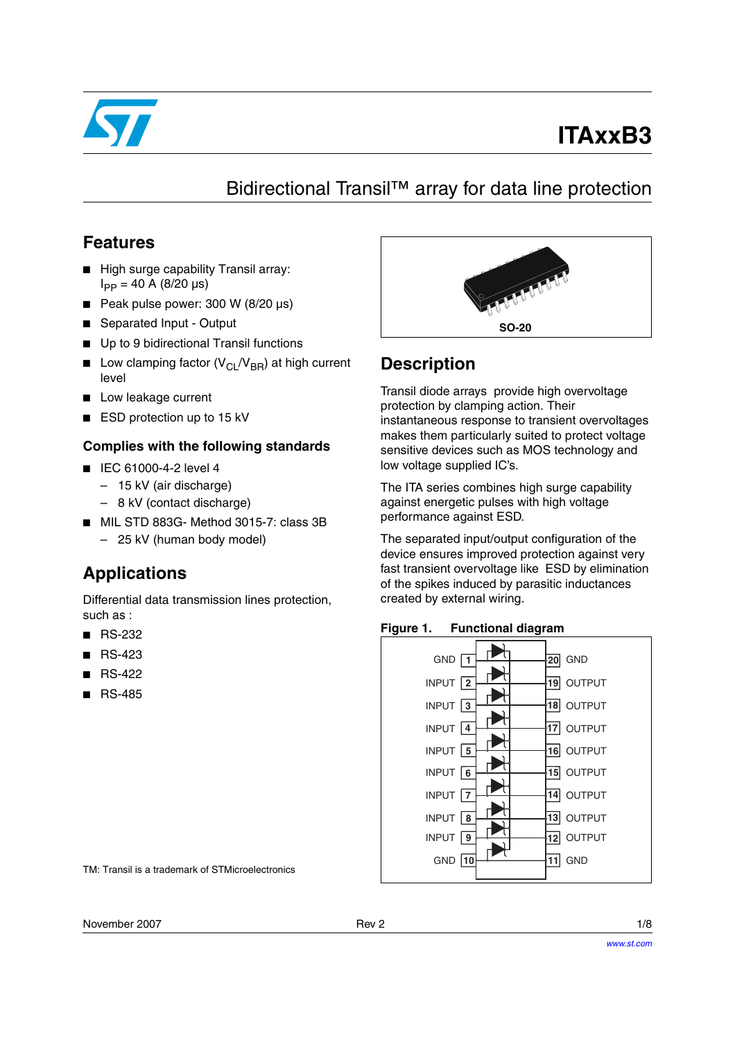# ITAxxB3

## Bidirectional Transil™ array for data line protection

## Features

- High surge capability Transil array: $I_{PP}$ = 40 A (8/20 µs)
- Peak pulse power: 300 W (8/20 µs)
- Separated Input - Output
- Up to 9 bidirectional Transil functions
- Low clamping factor ($V_{CL}/V_{BR}$) at high current level
- Low leakage current
- ESD protection up to 15 kV

### Complies with the following standards

- IEC 61000-4-2 level 4
  - 15 kV (air discharge)
  - 8 kV (contact discharge)
- MIL STD 883G- Method 3015-7: class 3B
  - 25 kV (human body model)

## Applications

Differential data transmission lines protection, such as :

- RS-232
- RS-423
- RS-422
- RS-485

SO-20

## Description

Transil diode arrays provide high overvoltage protection by clamping action. Their instantaneous response to transient overvoltages makes them particularly suited to protect voltage sensitive devices such as MOS technology and low voltage supplied IC's.

The ITA series combines high surge capability against energetic pulses with high voltage performance against ESD.

The separated input/output configuration of the device ensures improved protection against very fast transient overvoltage like ESD by elimination of the spikes induced by parasitic inductances created by external wiring.

**Figure 1. Functional diagram**

| Left pin | Pin | Pin | Right pin |
|---|---|---|---|
| GND | 1 | 20 | GND |
| INPUT | 2 | 19 | OUTPUT |
| INPUT | 3 | 18 | OUTPUT |
| INPUT | 4 | 17 | OUTPUT |
| INPUT | 5 | 16 | OUTPUT |
| INPUT | 6 | 15 | OUTPUT |
| INPUT | 7 | 14 | OUTPUT |
| INPUT | 8 | 13 | OUTPUT |
| INPUT | 9 | 12 | OUTPUT |
| GND | 10 | 11 | GND |

TM: Transil is a trademark of STMicroelectronics

November 2007 Rev 2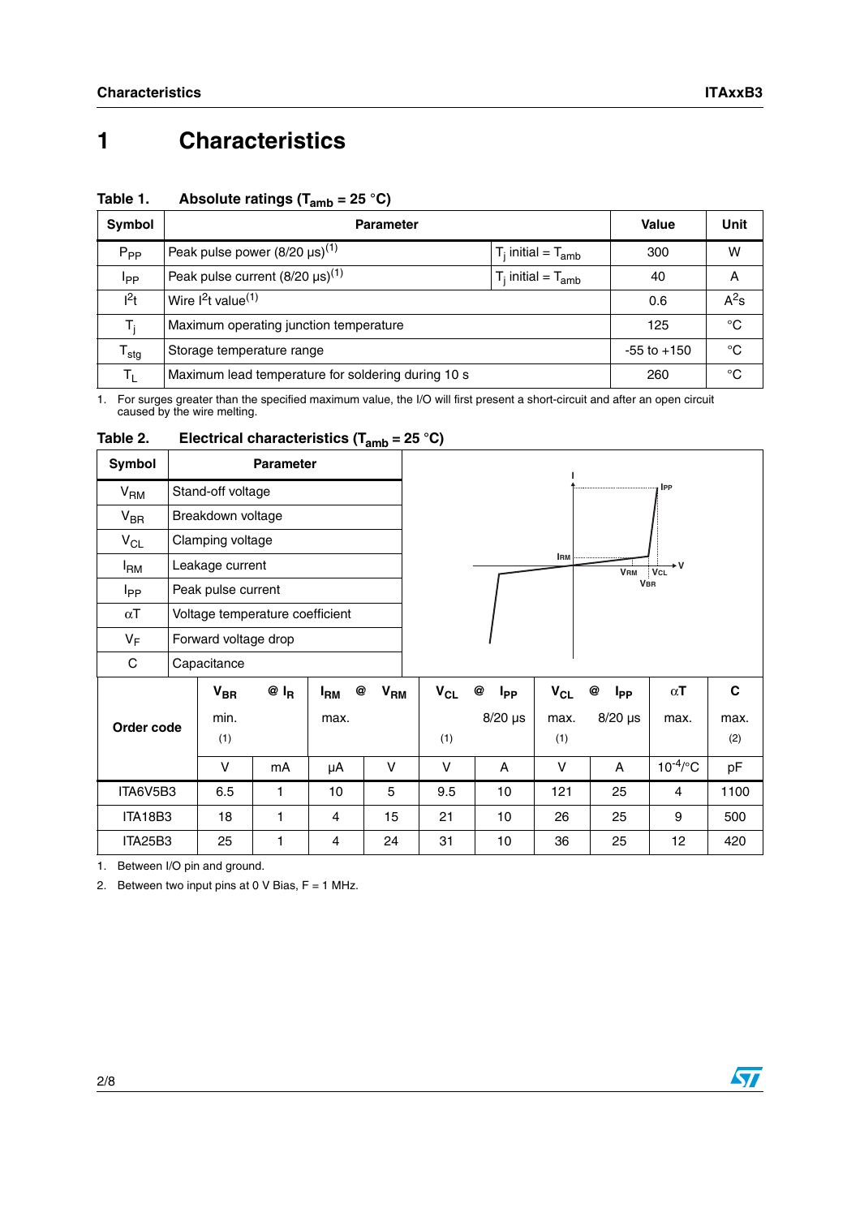# 1 Characteristics

**Table 1. Absolute ratings ($T_{amb}$ = 25 °C)**

| Symbol | Parameter | | Value | Unit |
|---|---|---|---|---|
| $P_{PP}$ | Peak pulse power (8/20 µs)[1] | $T_j$ initial = $T_{amb}$ | 300 | W |
| $I_{PP}$ | Peak pulse current (8/20 µs)[1] | $T_j$ initial = $T_{amb}$ | 40 | A |
| $I^2t$ | Wire $I^2t$ value[1] | | 0.6 | $A^2s$ |
| $T_j$ | Maximum operating junction temperature | | 125 | °C |
| $T_{stg}$ | Storage temperature range | | -55 to +150 | °C |
| $T_L$ | Maximum lead temperature for soldering during 10 s | | 260 | °C |

1. For surges greater than the specified maximum value, the I/O will first present a short-circuit and after an open circuit caused by the wire melting.

**Table 2. Electrical characteristics ($T_{amb}$ = 25 °C)**

| Symbol | Parameter |
|---|---|
| $V_{RM}$ | Stand-off voltage |
| $V_{BR}$ | Breakdown voltage |
| $V_{CL}$ | Clamping voltage |
| $I_{RM}$ | Leakage current |
| $I_{PP}$ | Peak pulse current |
| $\alpha T$ | Voltage temperature coefficient |
| $V_F$ | Forward voltage drop |
| C | Capacitance |

| Order code | $V_{BR}$ | @ $I_R$ | $I_{RM}$ | @ $V_{RM}$ | $V_{CL}$ | @ $I_{PP}$ | $V_{CL}$ | @ $I_{PP}$ | $\alpha T$ | C |
|---|---|---|---|---|---|---|---|---|---|---|
| | min. (1) | | max. | | (1) | 8/20 µs | max. (1) | 8/20 µs | max. | max. (2) |
| | V | mA | µA | V | V | A | V | A | $10^{-4}$/°C | pF |
| ITA6V5B3 | 6.5 | 1 | 10 | 5 | 9.5 | 10 | 121 | 25 | 4 | 1100 |
| ITA18B3 | 18 | 1 | 4 | 15 | 21 | 10 | 26 | 25 | 9 | 500 |
| ITA25B3 | 25 | 1 | 4 | 24 | 31 | 10 | 36 | 25 | 12 | 420 |

1. Between I/O pin and ground.
2. Between two input pins at 0 V Bias, F = 1 MHz.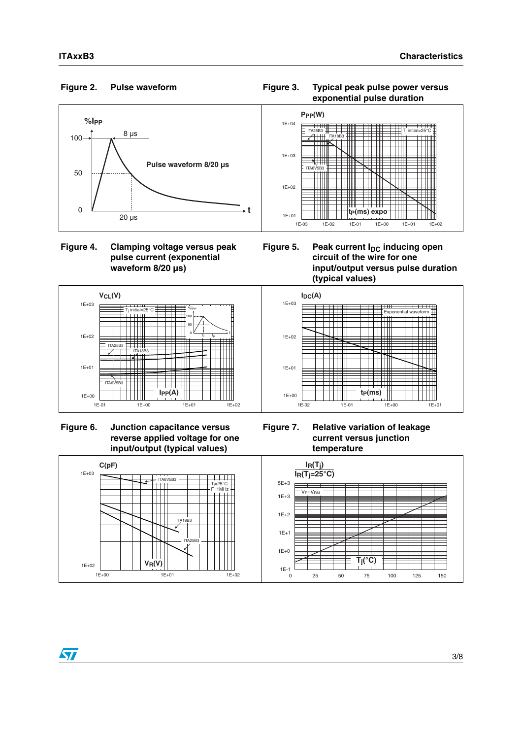**Figure 2. Pulse waveform**

**Figure 3. Typical peak pulse power versus exponential pulse duration**

**Figure 4. Clamping voltage versus peak pulse current (exponential waveform 8/20 µs)**

**Figure 5. Peak current $I_{DC}$ inducing open circuit of the wire for one input/output versus pulse duration (typical values)**

**Figure 6. Junction capacitance versus reverse applied voltage for one input/output (typical values)**

**Figure 7. Relative variation of leakage current versus junction temperature**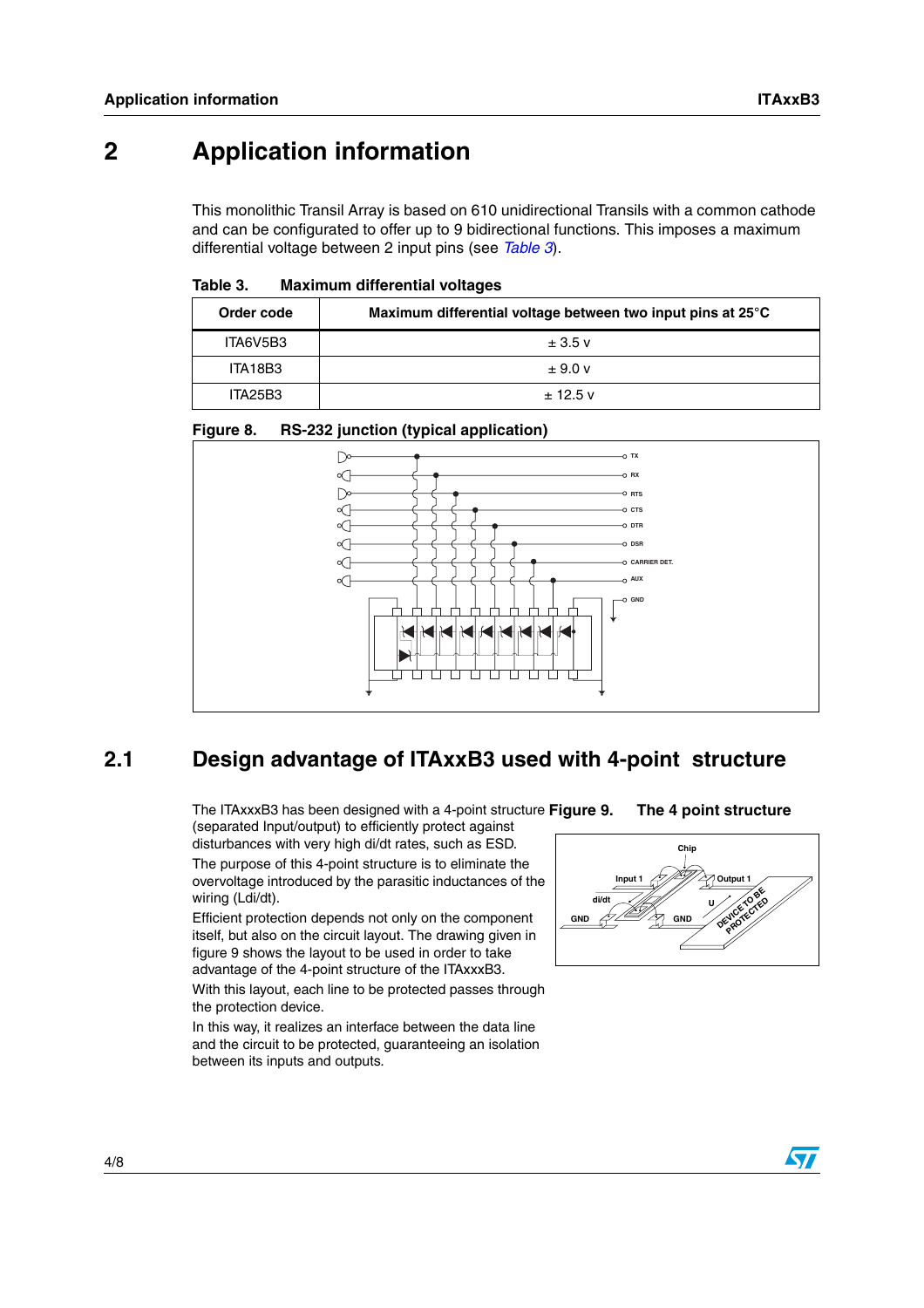# 2 Application information

This monolithic Transil Array is based on 610 unidirectional Transils with a common cathode and can be configurated to offer up to 9 bidirectional functions. This imposes a maximum differential voltage between 2 input pins (see *Table 3*).

Table 3. Maximum differential voltages

| Order code | Maximum differential voltage between two input pins at 25°C |
|---|---|
| ITA6V5B3 | ± 3.5 v |
| ITA18B3 | ± 9.0 v |
| ITA25B3 | ± 12.5 v |

Figure 8. RS-232 junction (typical application)

## 2.1 Design advantage of ITAxxB3 used with 4-point structure

The ITAxxxB3 has been designed with a 4-point structure (separated Input/output) to efficiently protect against disturbances with very high di/dt rates, such as ESD.

The purpose of this 4-point structure is to eliminate the overvoltage introduced by the parasitic inductances of the wiring (Ldi/dt).

Efficient protection depends not only on the component itself, but also on the circuit layout. The drawing given in figure 9 shows the layout to be used in order to take advantage of the 4-point structure of the ITAxxxB3.

With this layout, each line to be protected passes through the protection device.

In this way, it realizes an interface between the data line and the circuit to be protected, guaranteeing an isolation between its inputs and outputs.

Figure 9. The 4 point structure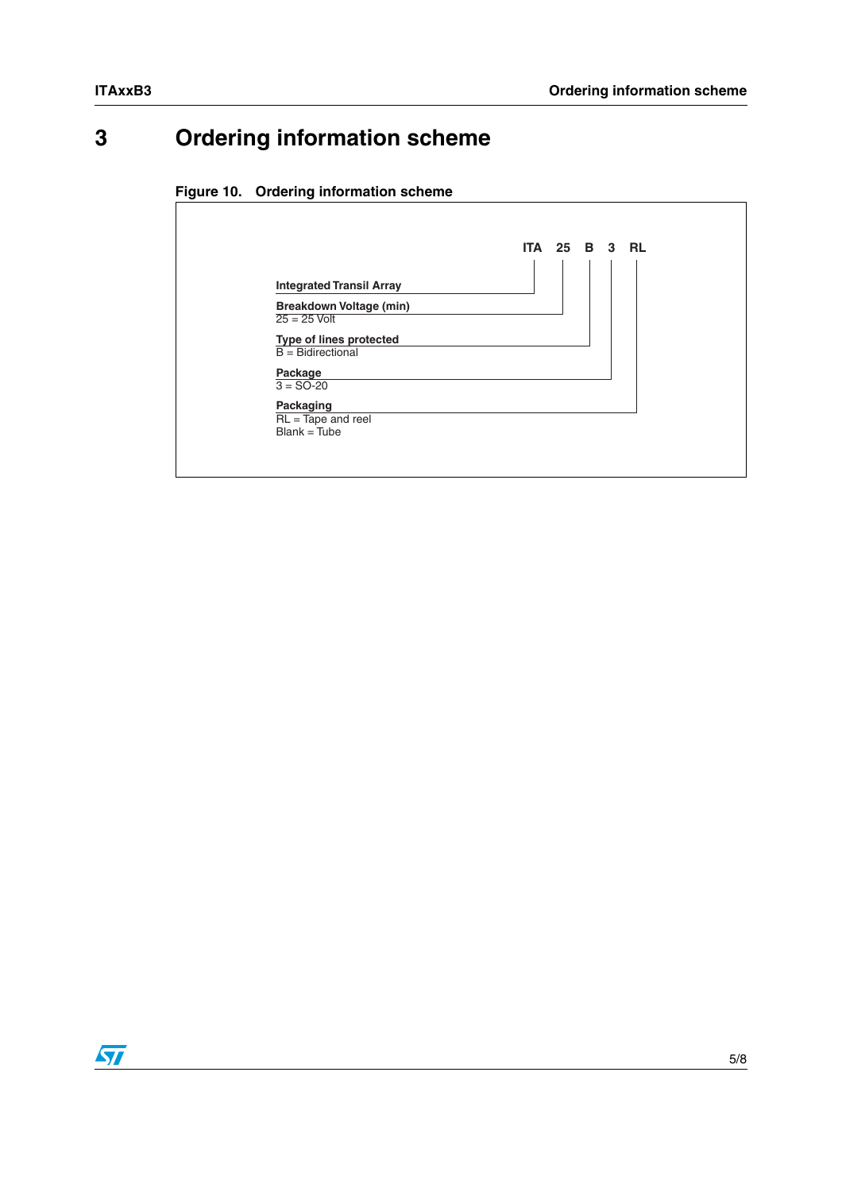# 3 Ordering information scheme

**Figure 10. Ordering information scheme**

**ITA 25 B 3 RL**

**Integrated Transil Array**

**Breakdown Voltage (min)**
25 = 25 Volt

**Type of lines protected**
B = Bidirectional

**Package**
3 = SO-20

**Packaging**
RL = Tape and reel
Blank = Tube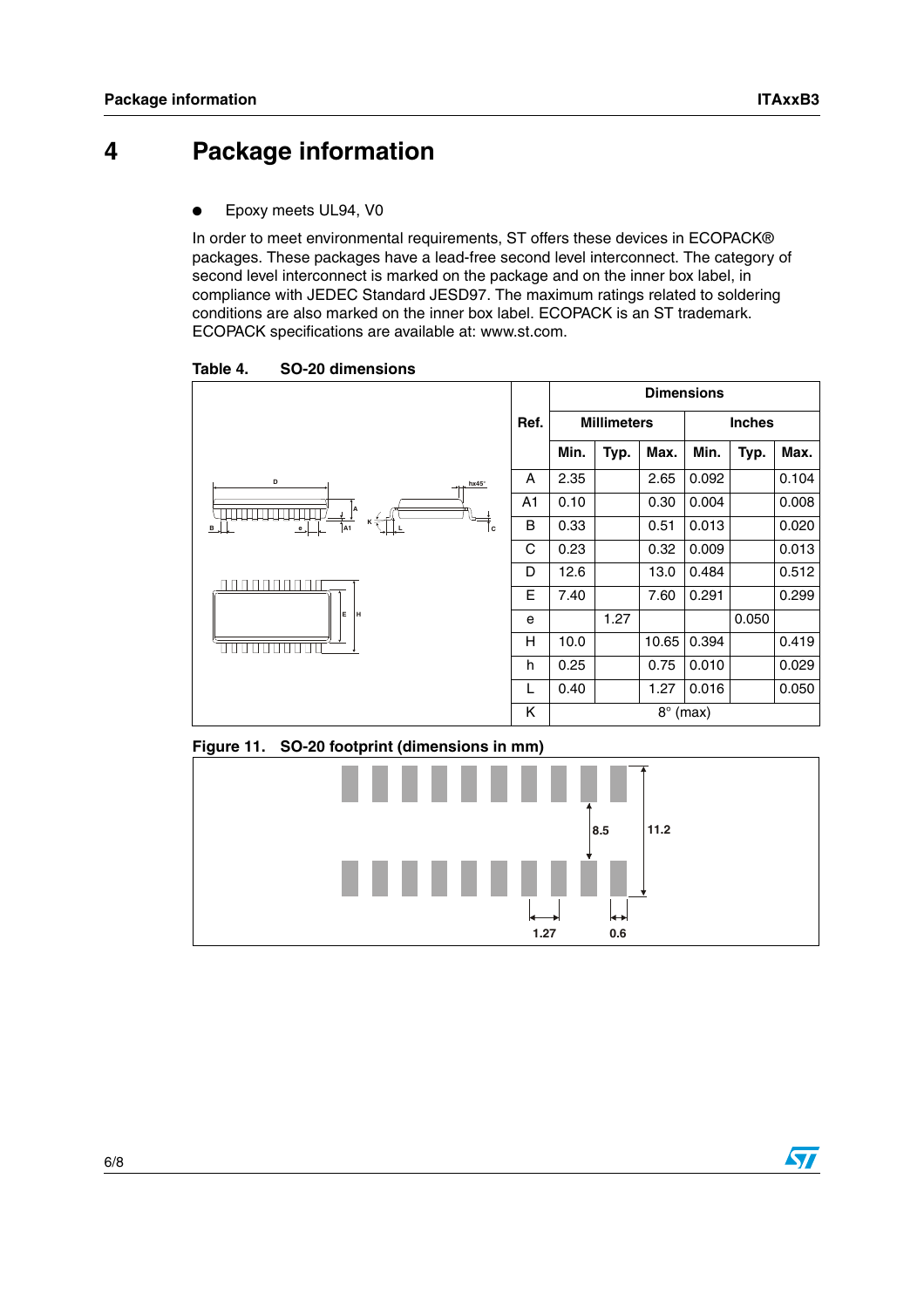# 4 Package information

- Epoxy meets UL94, V0

In order to meet environmental requirements, ST offers these devices in ECOPACK® packages. These packages have a lead-free second level interconnect. The category of second level interconnect is marked on the package and on the inner box label, in compliance with JEDEC Standard JESD97. The maximum ratings related to soldering conditions are also marked on the inner box label. ECOPACK is an ST trademark. ECOPACK specifications are available at: www.st.com.

**Table 4. SO-20 dimensions**

| Ref. | Dimensions | | | | | |
|---|---|---|---|---|---|---|
| | Millimeters | | | Inches | | |
| | Min. | Typ. | Max. | Min. | Typ. | Max. |
| A | 2.35 | | 2.65 | 0.092 | | 0.104 |
| A1 | 0.10 | | 0.30 | 0.004 | | 0.008 |
| B | 0.33 | | 0.51 | 0.013 | | 0.020 |
| C | 0.23 | | 0.32 | 0.009 | | 0.013 |
| D | 12.6 | | 13.0 | 0.484 | | 0.512 |
| E | 7.40 | | 7.60 | 0.291 | | 0.299 |
| e | | 1.27 | | | 0.050 | |
| H | 10.0 | | 10.65 | 0.394 | | 0.419 |
| h | 0.25 | | 0.75 | 0.010 | | 0.029 |
| L | 0.40 | | 1.27 | 0.016 | | 0.050 |
| K | 8° (max) | | | | | |

**Figure 11. SO-20 footprint (dimensions in mm)**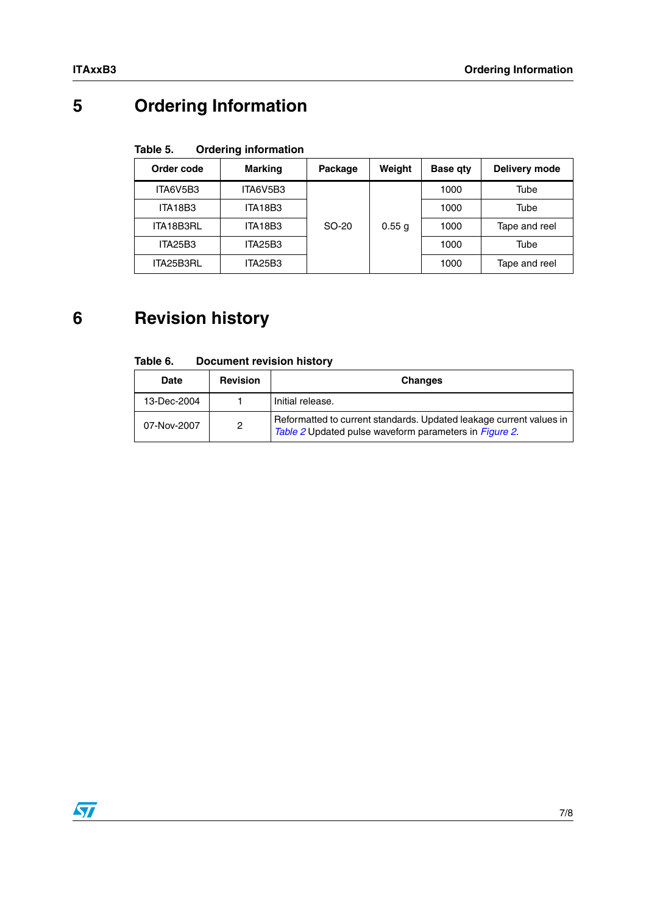# 5 Ordering Information

**Table 5. Ordering information**

| Order code | Marking | Package | Weight | Base qty | Delivery mode |
|---|---|---|---|---|---|
| ITA6V5B3 | ITA6V5B3 | SO-20 | 0.55 g | 1000 | Tube |
| ITA18B3 | ITA18B3 | | | 1000 | Tube |
| ITA18B3RL | ITA18B3 | | | 1000 | Tape and reel |
| ITA25B3 | ITA25B3 | | | 1000 | Tube |
| ITA25B3RL | ITA25B3 | | | 1000 | Tape and reel |

# 6 Revision history

**Table 6. Document revision history**

| Date | Revision | Changes |
|---|---|---|
| 13-Dec-2004 | 1 | Initial release. |
| 07-Nov-2007 | 2 | Reformatted to current standards. Updated leakage current values in *Table 2* Updated pulse waveform parameters in *Figure 2*. |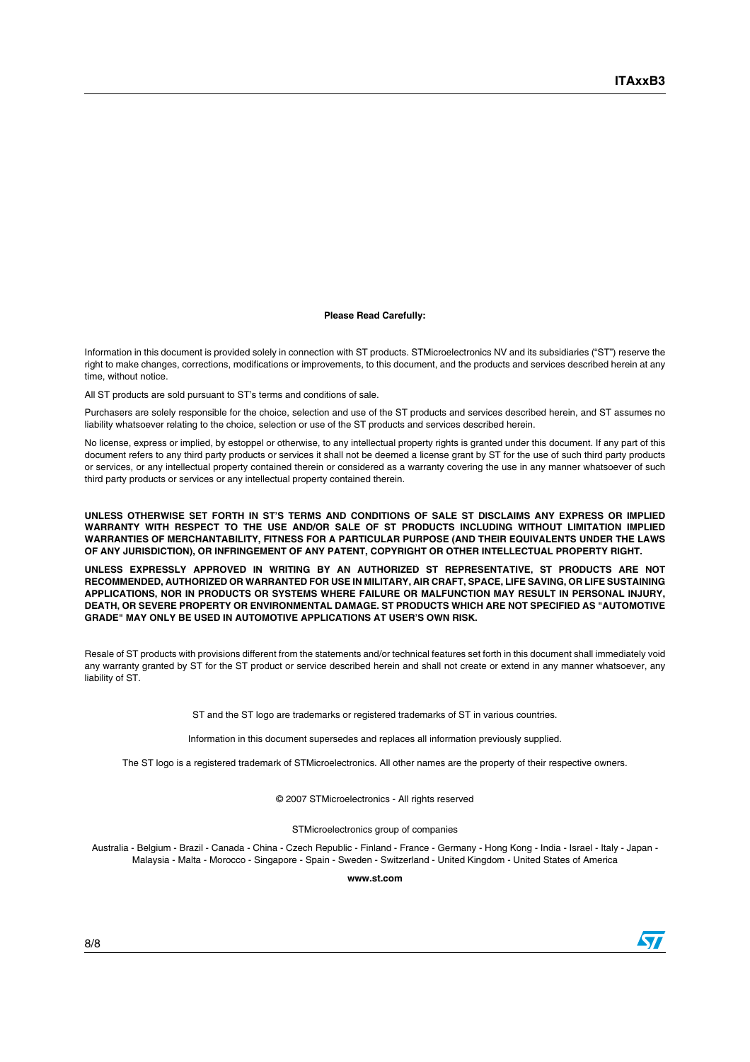**Please Read Carefully:**

Information in this document is provided solely in connection with ST products. STMicroelectronics NV and its subsidiaries ("ST") reserve the right to make changes, corrections, modifications or improvements, to this document, and the products and services described herein at any time, without notice.

All ST products are sold pursuant to ST's terms and conditions of sale.

Purchasers are solely responsible for the choice, selection and use of the ST products and services described herein, and ST assumes no liability whatsoever relating to the choice, selection or use of the ST products and services described herein.

No license, express or implied, by estoppel or otherwise, to any intellectual property rights is granted under this document. If any part of this document refers to any third party products or services it shall not be deemed a license grant by ST for the use of such third party products or services, or any intellectual property contained therein or considered as a warranty covering the use in any manner whatsoever of such third party products or services or any intellectual property contained therein.

**UNLESS OTHERWISE SET FORTH IN ST'S TERMS AND CONDITIONS OF SALE ST DISCLAIMS ANY EXPRESS OR IMPLIED WARRANTY WITH RESPECT TO THE USE AND/OR SALE OF ST PRODUCTS INCLUDING WITHOUT LIMITATION IMPLIED WARRANTIES OF MERCHANTABILITY, FITNESS FOR A PARTICULAR PURPOSE (AND THEIR EQUIVALENTS UNDER THE LAWS OF ANY JURISDICTION), OR INFRINGEMENT OF ANY PATENT, COPYRIGHT OR OTHER INTELLECTUAL PROPERTY RIGHT.**

**UNLESS EXPRESSLY APPROVED IN WRITING BY AN AUTHORIZED ST REPRESENTATIVE, ST PRODUCTS ARE NOT RECOMMENDED, AUTHORIZED OR WARRANTED FOR USE IN MILITARY, AIR CRAFT, SPACE, LIFE SAVING, OR LIFE SUSTAINING APPLICATIONS, NOR IN PRODUCTS OR SYSTEMS WHERE FAILURE OR MALFUNCTION MAY RESULT IN PERSONAL INJURY, DEATH, OR SEVERE PROPERTY OR ENVIRONMENTAL DAMAGE. ST PRODUCTS WHICH ARE NOT SPECIFIED AS "AUTOMOTIVE GRADE" MAY ONLY BE USED IN AUTOMOTIVE APPLICATIONS AT USER'S OWN RISK.**

Resale of ST products with provisions different from the statements and/or technical features set forth in this document shall immediately void any warranty granted by ST for the ST product or service described herein and shall not create or extend in any manner whatsoever, any liability of ST.

ST and the ST logo are trademarks or registered trademarks of ST in various countries.

Information in this document supersedes and replaces all information previously supplied.

The ST logo is a registered trademark of STMicroelectronics. All other names are the property of their respective owners.

© 2007 STMicroelectronics - All rights reserved

STMicroelectronics group of companies

Australia - Belgium - Brazil - Canada - China - Czech Republic - Finland - France - Germany - Hong Kong - India - Israel - Italy - Japan - Malaysia - Malta - Morocco - Singapore - Spain - Sweden - Switzerland - United Kingdom - United States of America

**www.st.com**